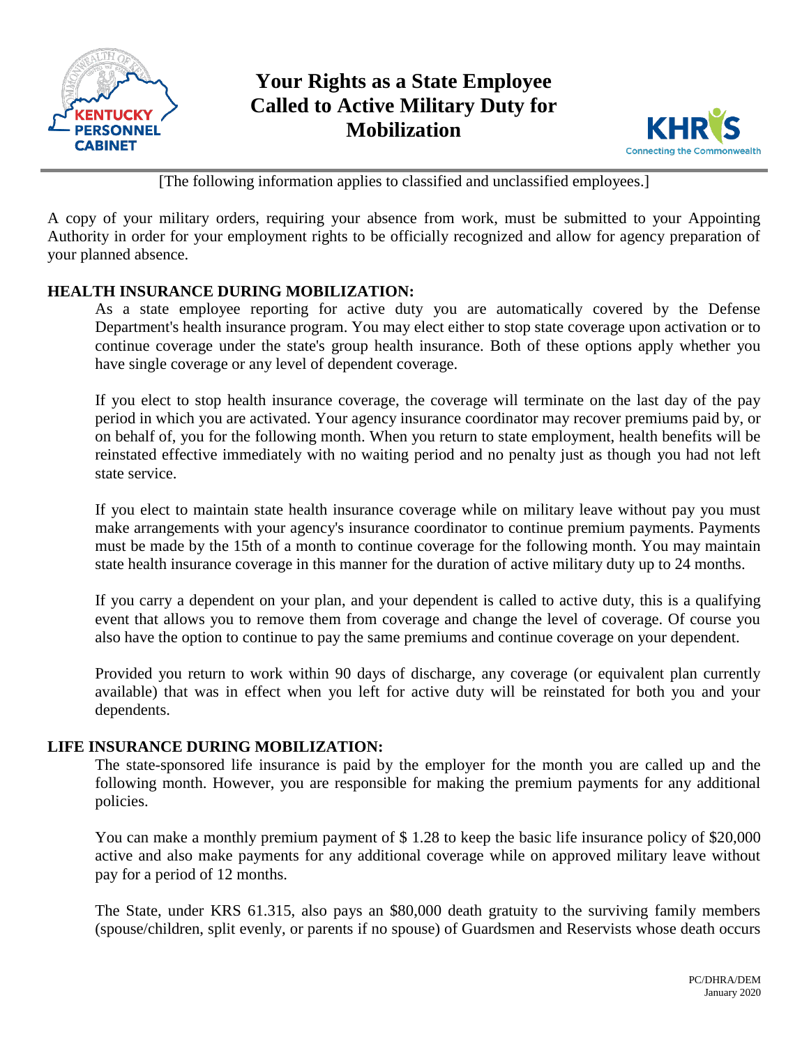# Your Rights as a State Employee Called to Active Military Duty for Mobilization

[The following information applies to classified and unclassified employees.]

A copy of your military orders, requiring your absence from work, must be submitted to your Appointing Authority in order for your employment rights to be officially recognized and allow for agency preparation of your planned absence.

## HEALTH INSURANCE DURING MOBILIZATION:

As a state employee reporting for active duty you are automatically covered by the Defense Department's health insurance program. You may elect either to stop state coverage upon activation or to continue coverage under the state's group health insurance. Both of these options apply whether you have single coverage or any level of dependent coverage.

If you elect to stop health insurance coverage, the coverage will terminate on the last day of the pay period in which you are activated. Your agency insurance coordinator may recover premiums paid by, or on behalf of, you for the following month. When you return to state employment, health benefits will be reinstated effective immediately with no waiting period and no penalty just as though you had not left state service.

If you elect to maintain state health insurance coverage while on military leave without pay you must make arrangements with your agency's insurance coordinator to continue premium payments. Payments must be made by the 15th of a month to continue coverage for the following month. You may maintain state health insurance coverage in this manner for the duration of active military duty up to 24 months.

If you carry a dependent on your plan, and your dependent is called to active duty, this is a qualifying event that allows you to remove them from coverage and change the level of coverage. Of course you also have the option to continue to pay the same premiums and continue coverage on your dependent.

Provided you return to work within 90 days of discharge, any coverage (or equivalent plan currently available) that was in effect when you left for active duty will be reinstated for both you and your dependents.

## LIFE INSURANCE DURING MOBILIZATION:

The state-sponsored life insurance is paid by the employer for the month you are called up and the following month. However, you are responsible for making the premium payments for any additional policies.

You can make a monthly premium payment of $ 1.28 to keep the basic life insurance policy of $20,000 active and also make payments for any additional coverage while on approved military leave without pay for a period of 12 months.

The State, under KRS 61.315, also pays an $80,000 death gratuity to the surviving family members (spouse/children, split evenly, or parents if no spouse) of Guardsmen and Reservists whose death occurs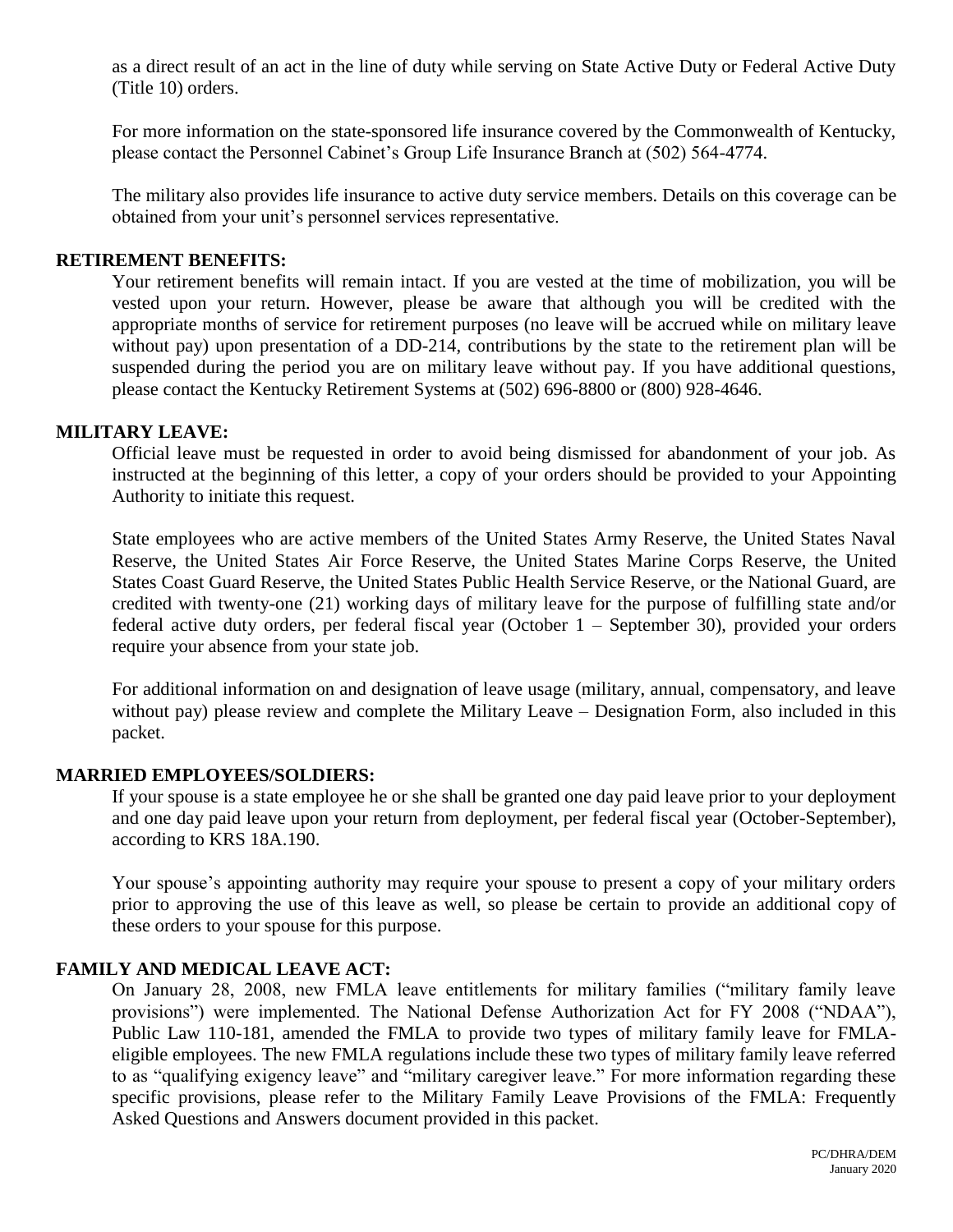as a direct result of an act in the line of duty while serving on State Active Duty or Federal Active Duty (Title 10) orders.

For more information on the state-sponsored life insurance covered by the Commonwealth of Kentucky, please contact the Personnel Cabinet's Group Life Insurance Branch at (502) 564-4774.

The military also provides life insurance to active duty service members. Details on this coverage can be obtained from your unit's personnel services representative.

**RETIREMENT BENEFITS:**

Your retirement benefits will remain intact. If you are vested at the time of mobilization, you will be vested upon your return. However, please be aware that although you will be credited with the appropriate months of service for retirement purposes (no leave will be accrued while on military leave without pay) upon presentation of a DD-214, contributions by the state to the retirement plan will be suspended during the period you are on military leave without pay. If you have additional questions, please contact the Kentucky Retirement Systems at (502) 696-8800 or (800) 928-4646.

**MILITARY LEAVE:**

Official leave must be requested in order to avoid being dismissed for abandonment of your job. As instructed at the beginning of this letter, a copy of your orders should be provided to your Appointing Authority to initiate this request.

State employees who are active members of the United States Army Reserve, the United States Naval Reserve, the United States Air Force Reserve, the United States Marine Corps Reserve, the United States Coast Guard Reserve, the United States Public Health Service Reserve, or the National Guard, are credited with twenty-one (21) working days of military leave for the purpose of fulfilling state and/or federal active duty orders, per federal fiscal year (October 1 – September 30), provided your orders require your absence from your state job.

For additional information on and designation of leave usage (military, annual, compensatory, and leave without pay) please review and complete the Military Leave – Designation Form, also included in this packet.

**MARRIED EMPLOYEES/SOLDIERS:**

If your spouse is a state employee he or she shall be granted one day paid leave prior to your deployment and one day paid leave upon your return from deployment, per federal fiscal year (October-September), according to KRS 18A.190.

Your spouse's appointing authority may require your spouse to present a copy of your military orders prior to approving the use of this leave as well, so please be certain to provide an additional copy of these orders to your spouse for this purpose.

**FAMILY AND MEDICAL LEAVE ACT:**

On January 28, 2008, new FMLA leave entitlements for military families ("military family leave provisions") were implemented. The National Defense Authorization Act for FY 2008 ("NDAA"), Public Law 110-181, amended the FMLA to provide two types of military family leave for FMLA-eligible employees. The new FMLA regulations include these two types of military family leave referred to as "qualifying exigency leave" and "military caregiver leave." For more information regarding these specific provisions, please refer to the Military Family Leave Provisions of the FMLA: Frequently Asked Questions and Answers document provided in this packet.

PC/DHRA/DEM
January 2020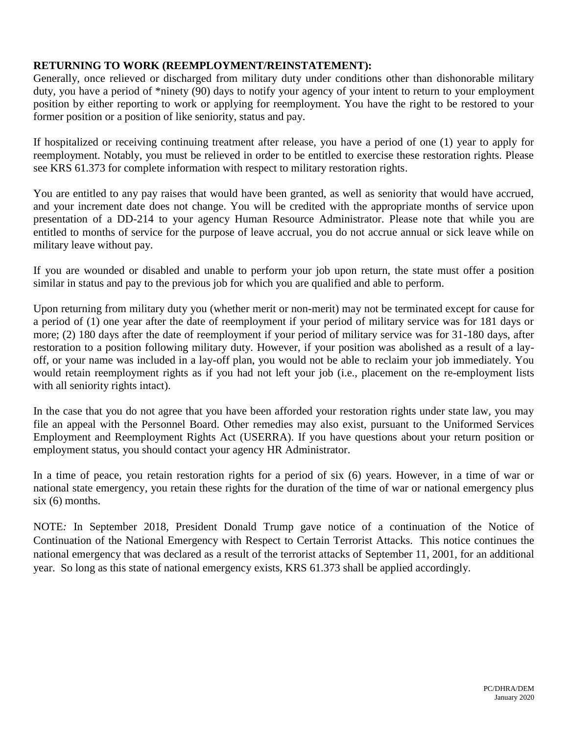**RETURNING TO WORK (REEMPLOYMENT/REINSTATEMENT):**
Generally, once relieved or discharged from military duty under conditions other than dishonorable military duty, you have a period of *ninety (90) days to notify your agency of your intent to return to your employment position by either reporting to work or applying for reemployment. You have the right to be restored to your former position or a position of like seniority, status and pay.

If hospitalized or receiving continuing treatment after release, you have a period of one (1) year to apply for reemployment. Notably, you must be relieved in order to be entitled to exercise these restoration rights. Please see KRS 61.373 for complete information with respect to military restoration rights.

You are entitled to any pay raises that would have been granted, as well as seniority that would have accrued, and your increment date does not change. You will be credited with the appropriate months of service upon presentation of a DD-214 to your agency Human Resource Administrator. Please note that while you are entitled to months of service for the purpose of leave accrual, you do not accrue annual or sick leave while on military leave without pay.

If you are wounded or disabled and unable to perform your job upon return, the state must offer a position similar in status and pay to the previous job for which you are qualified and able to perform.

Upon returning from military duty you (whether merit or non-merit) may not be terminated except for cause for a period of (1) one year after the date of reemployment if your period of military service was for 181 days or more; (2) 180 days after the date of reemployment if your period of military service was for 31-180 days, after restoration to a position following military duty. However, if your position was abolished as a result of a lay-off, or your name was included in a lay-off plan, you would not be able to reclaim your job immediately. You would retain reemployment rights as if you had not left your job (i.e., placement on the re-employment lists with all seniority rights intact).

In the case that you do not agree that you have been afforded your restoration rights under state law, you may file an appeal with the Personnel Board. Other remedies may also exist, pursuant to the Uniformed Services Employment and Reemployment Rights Act (USERRA). If you have questions about your return position or employment status, you should contact your agency HR Administrator.

In a time of peace, you retain restoration rights for a period of six (6) years. However, in a time of war or national state emergency, you retain these rights for the duration of the time of war or national emergency plus six (6) months.

NOTE*:* In September 2018, President Donald Trump gave notice of a continuation of the Notice of Continuation of the National Emergency with Respect to Certain Terrorist Attacks. This notice continues the national emergency that was declared as a result of the terrorist attacks of September 11, 2001, for an additional year. So long as this state of national emergency exists, KRS 61.373 shall be applied accordingly.

PC/DHRA/DEM
January 2020